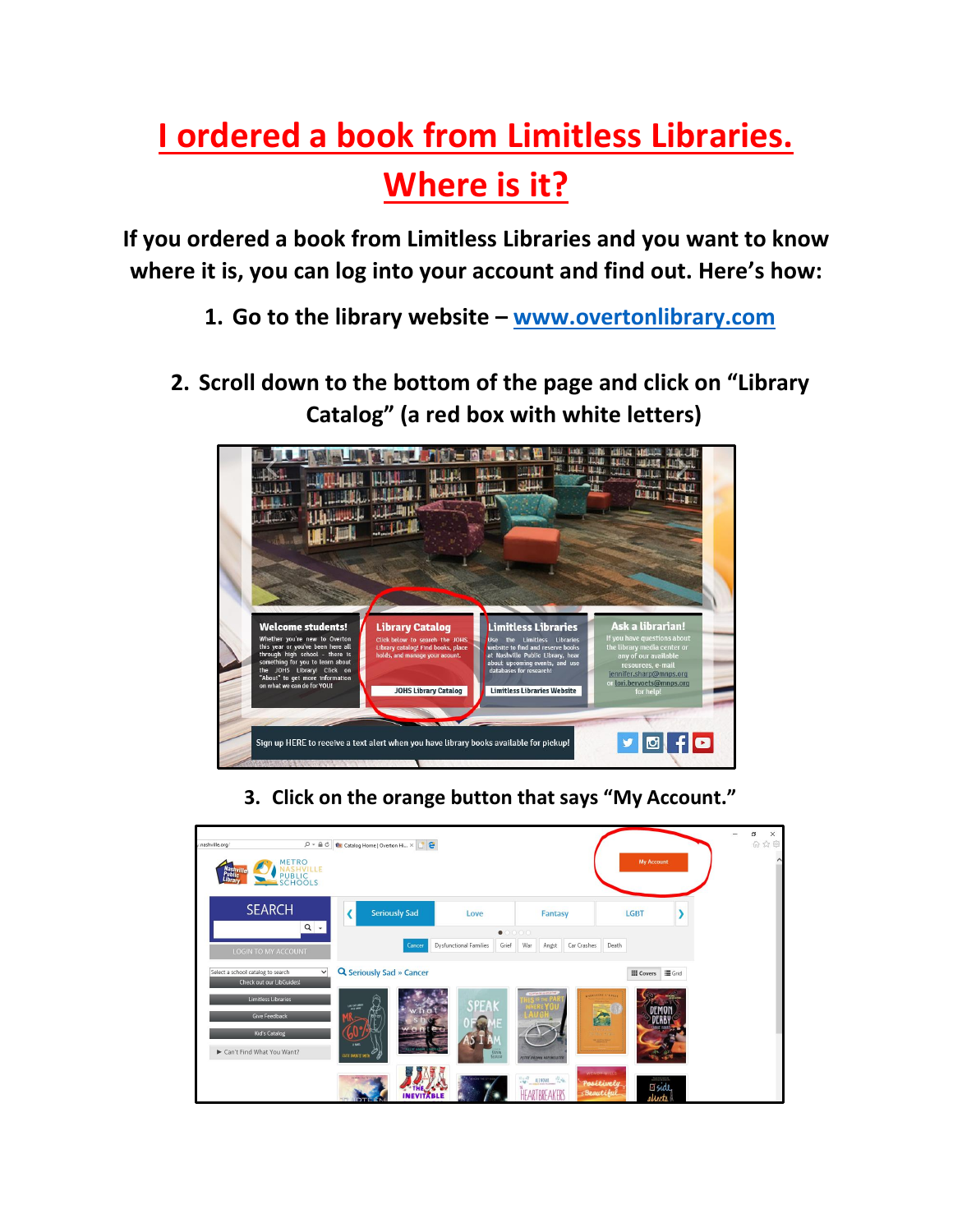# I ordered a book from Limitless Libraries. Where is it?

**If you ordered a book from Limitless Libraries and you want to know where it is, you can log into your account and find out. Here's how:**

1. **Go to the library website – [www.overtonlibrary.com](http://www.overtonlibrary.com)**

2. **Scroll down to the bottom of the page and click on "Library Catalog" (a red box with white letters)**

3. **Click on the orange button that says "My Account."**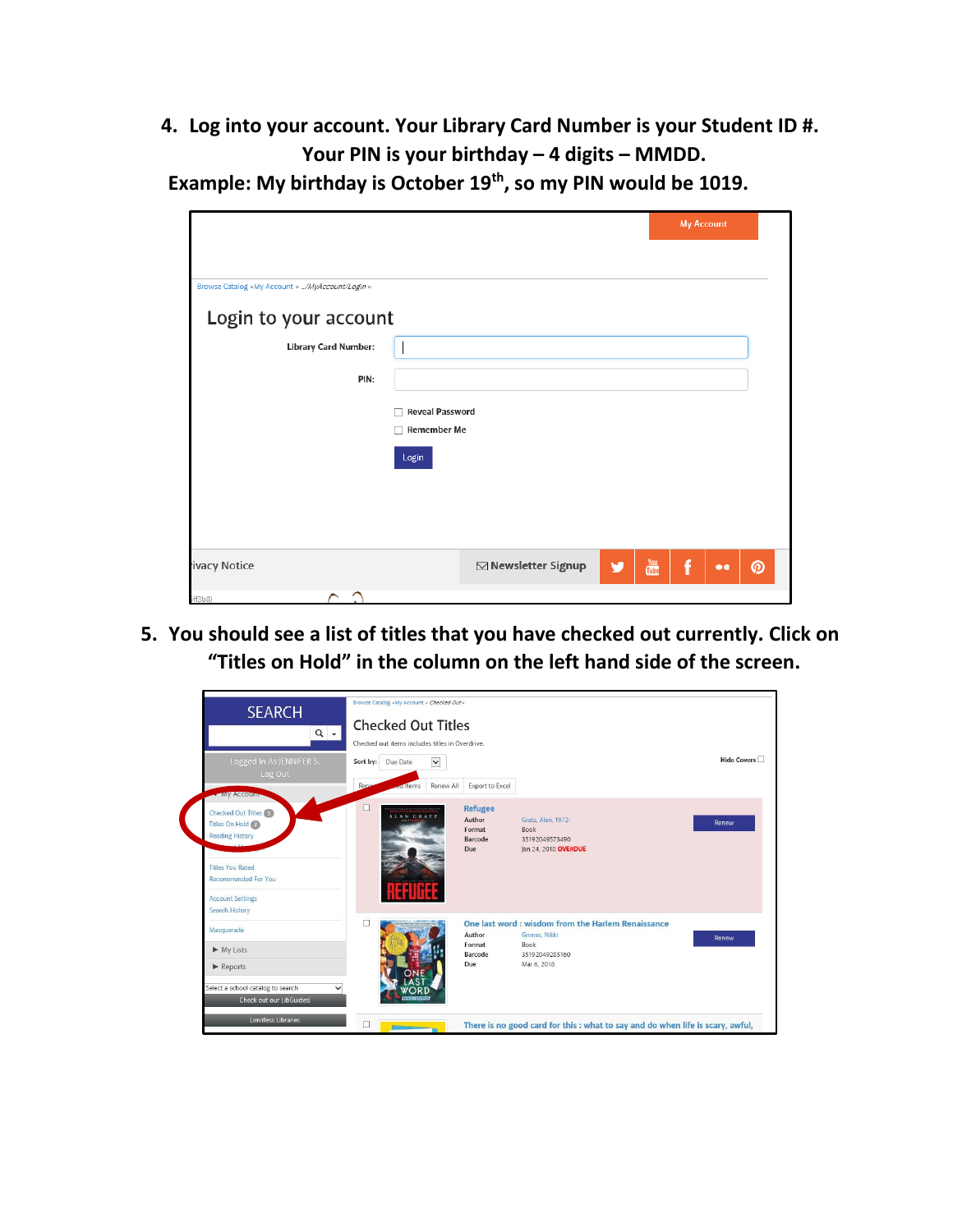4. **Log into your account. Your Library Card Number is your Student ID #. Your PIN is your birthday – 4 digits – MMDD. Example: My birthday is October 19th, so my PIN would be 1019.**

5. **You should see a list of titles that you have checked out currently. Click on "Titles on Hold" in the column on the left hand side of the screen.**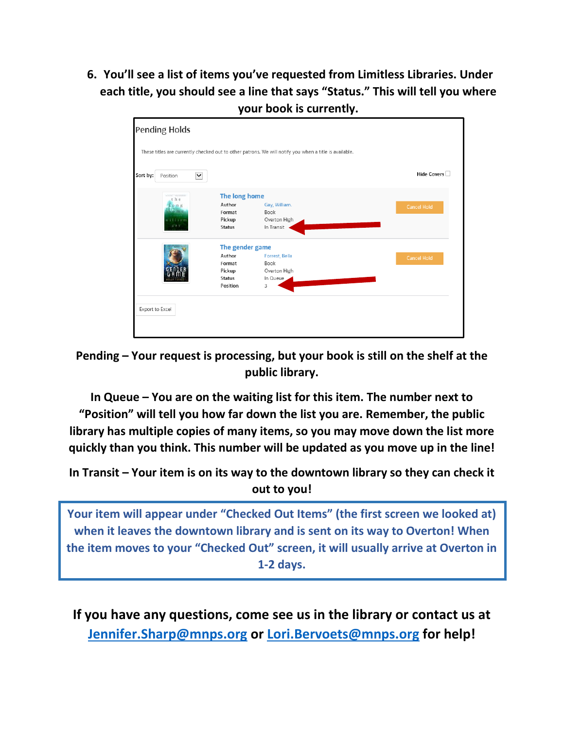6. **You'll see a list of items you've requested from Limitless Libraries. Under each title, you should see a line that says "Status." This will tell you where your book is currently.**

Pending Holds

These titles are currently checked out to other patrons. We will notify you when a title is available.

Sort by: Position

Hide Covers

The long home

Author Gay, William.
Format Book
Pickup Overton High
Status In Transit

Cancel Hold

The gender game

Author Forrest, Bella
Format Book
Pickup Overton High
Status In Queue
Position 3

Cancel Hold

Export to Excel

**Pending – Your request is processing, but your book is still on the shelf at the public library.**

**In Queue – You are on the waiting list for this item. The number next to "Position" will tell you how far down the list you are. Remember, the public library has multiple copies of many items, so you may move down the list more quickly than you think. This number will be updated as you move up in the line!**

**In Transit – Your item is on its way to the downtown library so they can check it out to you!**

**Your item will appear under "Checked Out Items" (the first screen we looked at) when it leaves the downtown library and is sent on its way to Overton! When the item moves to your "Checked Out" screen, it will usually arrive at Overton in 1-2 days.**

**If you have any questions, come see us in the library or contact us at Jennifer.Sharp@mnps.org or Lori.Bervoets@mnps.org for help!**